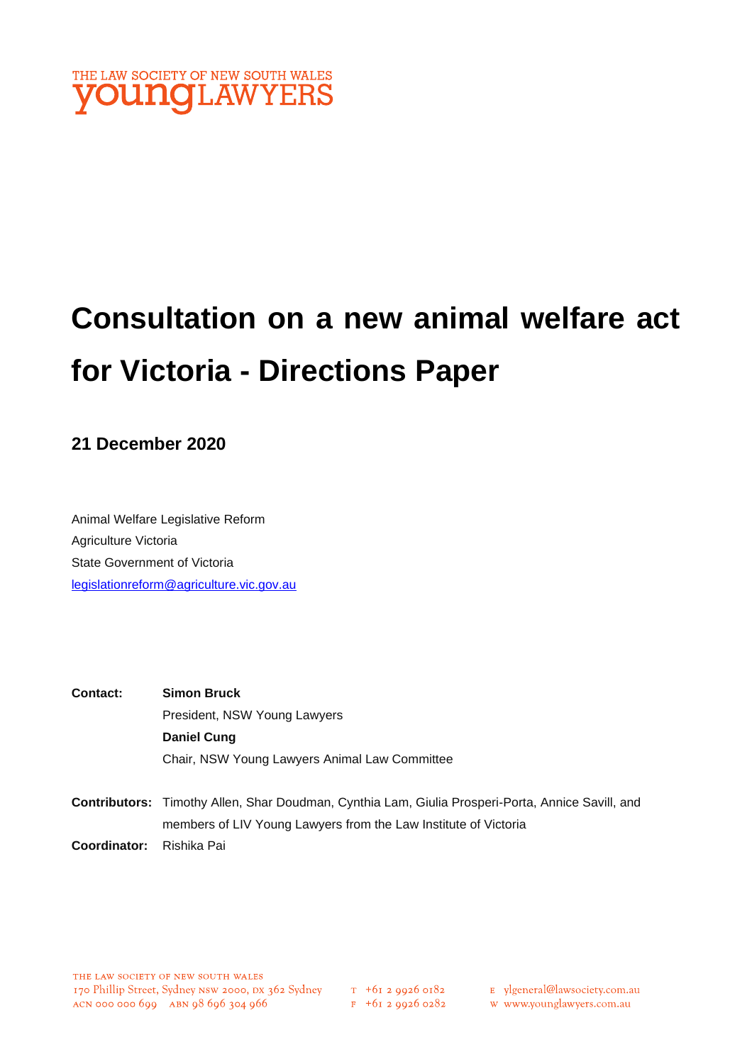THE LAW SOCIETY OF NEW SOUTH WALES
youngLAWYERS

# Consultation on a new animal welfare act for Victoria - Directions Paper

**21 December 2020**

Animal Welfare Legislative Reform
Agriculture Victoria
State Government of Victoria
legislationreform@agriculture.vic.gov.au

**Contact:** **Simon Bruck**
President, NSW Young Lawyers
**Daniel Cung**
Chair, NSW Young Lawyers Animal Law Committee

**Contributors:** Timothy Allen, Shar Doudman, Cynthia Lam, Giulia Prosperi-Porta, Annice Savill, and members of LIV Young Lawyers from the Law Institute of Victoria

**Coordinator:** Rishika Pai

THE LAW SOCIETY OF NEW SOUTH WALES
170 Phillip Street, Sydney NSW 2000, DX 362 Sydney
ACN 000 000 699 ABN 98 696 304 966
T +61 2 9926 0182
F +61 2 9926 0282
E ylgeneral@lawsociety.com.au
W www.younglawyers.com.au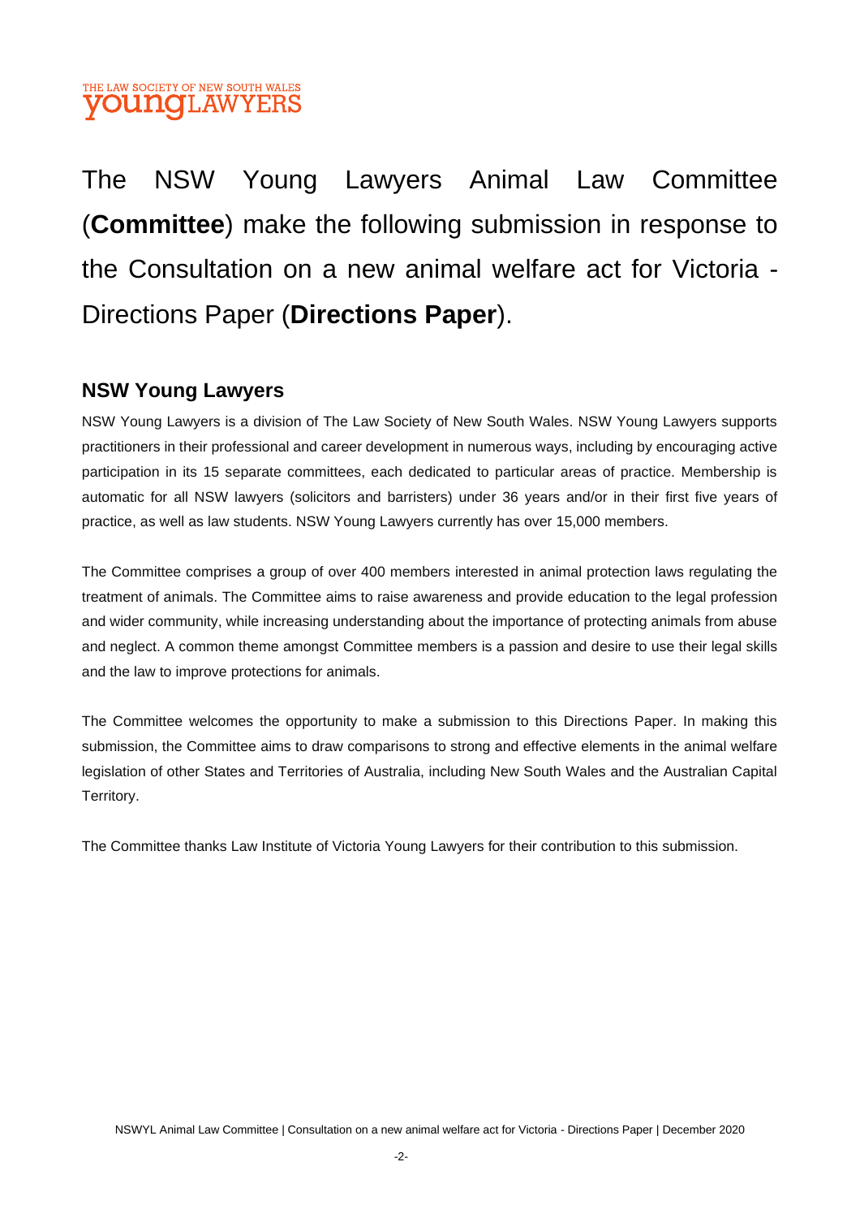THE LAW SOCIETY OF NEW SOUTH WALES
**young**LAWYERS

The NSW Young Lawyers Animal Law Committee (**Committee**) make the following submission in response to the Consultation on a new animal welfare act for Victoria - Directions Paper (**Directions Paper**).

## NSW Young Lawyers

NSW Young Lawyers is a division of The Law Society of New South Wales. NSW Young Lawyers supports practitioners in their professional and career development in numerous ways, including by encouraging active participation in its 15 separate committees, each dedicated to particular areas of practice. Membership is automatic for all NSW lawyers (solicitors and barristers) under 36 years and/or in their first five years of practice, as well as law students. NSW Young Lawyers currently has over 15,000 members.

The Committee comprises a group of over 400 members interested in animal protection laws regulating the treatment of animals. The Committee aims to raise awareness and provide education to the legal profession and wider community, while increasing understanding about the importance of protecting animals from abuse and neglect. A common theme amongst Committee members is a passion and desire to use their legal skills and the law to improve protections for animals.

The Committee welcomes the opportunity to make a submission to this Directions Paper. In making this submission, the Committee aims to draw comparisons to strong and effective elements in the animal welfare legislation of other States and Territories of Australia, including New South Wales and the Australian Capital Territory.

The Committee thanks Law Institute of Victoria Young Lawyers for their contribution to this submission.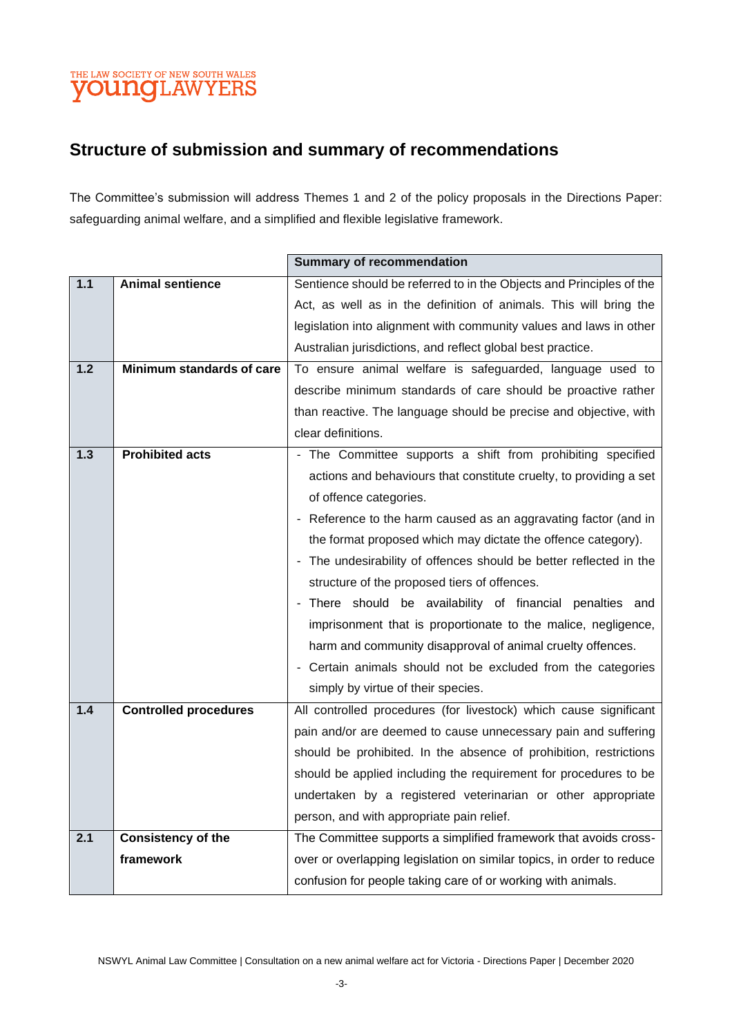## Structure of submission and summary of recommendations

The Committee's submission will address Themes 1 and 2 of the policy proposals in the Directions Paper: safeguarding animal welfare, and a simplified and flexible legislative framework.

| | | Summary of recommendation |
|---|---|---|
| **1.1** | **Animal sentience** | Sentience should be referred to in the Objects and Principles of the Act, as well as in the definition of animals. This will bring the legislation into alignment with community values and laws in other Australian jurisdictions, and reflect global best practice. |
| **1.2** | **Minimum standards of care** | To ensure animal welfare is safeguarded, language used to describe minimum standards of care should be proactive rather than reactive. The language should be precise and objective, with clear definitions. |
| **1.3** | **Prohibited acts** | - The Committee supports a shift from prohibiting specified actions and behaviours that constitute cruelty, to providing a set of offence categories.<br>- Reference to the harm caused as an aggravating factor (and in the format proposed which may dictate the offence category).<br>- The undesirability of offences should be better reflected in the structure of the proposed tiers of offences.<br>- There should be availability of financial penalties and imprisonment that is proportionate to the malice, negligence, harm and community disapproval of animal cruelty offences.<br>- Certain animals should not be excluded from the categories simply by virtue of their species. |
| **1.4** | **Controlled procedures** | All controlled procedures (for livestock) which cause significant pain and/or are deemed to cause unnecessary pain and suffering should be prohibited. In the absence of prohibition, restrictions should be applied including the requirement for procedures to be undertaken by a registered veterinarian or other appropriate person, and with appropriate pain relief. |
| **2.1** | **Consistency of the framework** | The Committee supports a simplified framework that avoids cross-over or overlapping legislation on similar topics, in order to reduce confusion for people taking care of or working with animals. |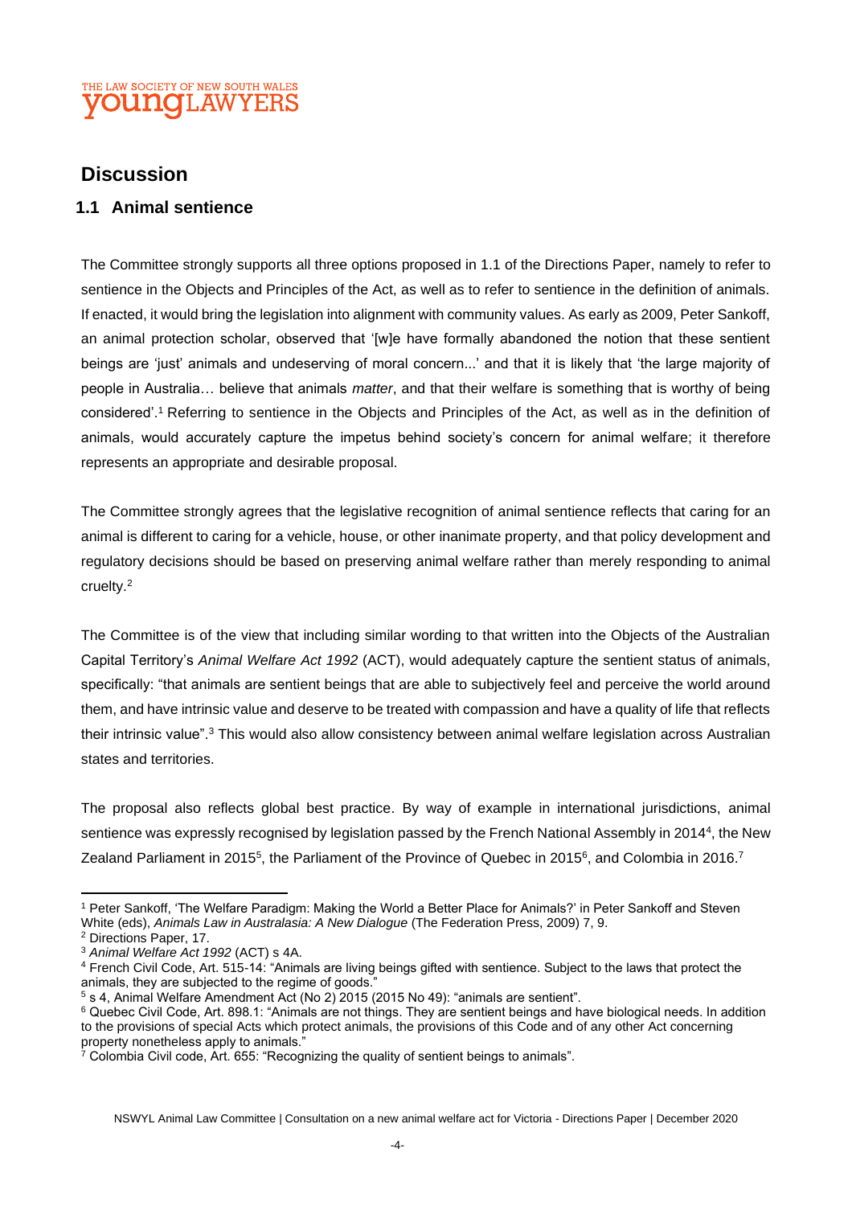# Discussion

## 1.1 Animal sentience

The Committee strongly supports all three options proposed in 1.1 of the Directions Paper, namely to refer to sentience in the Objects and Principles of the Act, as well as to refer to sentience in the definition of animals. If enacted, it would bring the legislation into alignment with community values. As early as 2009, Peter Sankoff, an animal protection scholar, observed that '[w]e have formally abandoned the notion that these sentient beings are 'just' animals and undeserving of moral concern...' and that it is likely that 'the large majority of people in Australia… believe that animals *matter*, and that their welfare is something that is worthy of being considered'.[1] Referring to sentience in the Objects and Principles of the Act, as well as in the definition of animals, would accurately capture the impetus behind society's concern for animal welfare; it therefore represents an appropriate and desirable proposal.

The Committee strongly agrees that the legislative recognition of animal sentience reflects that caring for an animal is different to caring for a vehicle, house, or other inanimate property, and that policy development and regulatory decisions should be based on preserving animal welfare rather than merely responding to animal cruelty.[2]

The Committee is of the view that including similar wording to that written into the Objects of the Australian Capital Territory's *Animal Welfare Act 1992* (ACT), would adequately capture the sentient status of animals, specifically: "that animals are sentient beings that are able to subjectively feel and perceive the world around them, and have intrinsic value and deserve to be treated with compassion and have a quality of life that reflects their intrinsic value".[3] This would also allow consistency between animal welfare legislation across Australian states and territories.

The proposal also reflects global best practice. By way of example in international jurisdictions, animal sentience was expressly recognised by legislation passed by the French National Assembly in 2014[4], the New Zealand Parliament in 2015[5], the Parliament of the Province of Quebec in 2015[6], and Colombia in 2016.[7]

---

[1] Peter Sankoff, 'The Welfare Paradigm: Making the World a Better Place for Animals?' in Peter Sankoff and Steven White (eds), *Animals Law in Australasia: A New Dialogue* (The Federation Press, 2009) 7, 9.

[2] Directions Paper, 17.

[3] *Animal Welfare Act 1992* (ACT) s 4A.

[4] French Civil Code, Art. 515-14: "Animals are living beings gifted with sentience. Subject to the laws that protect the animals, they are subjected to the regime of goods."

[5] s 4, Animal Welfare Amendment Act (No 2) 2015 (2015 No 49): "animals are sentient".

[6] Quebec Civil Code, Art. 898.1: "Animals are not things. They are sentient beings and have biological needs. In addition to the provisions of special Acts which protect animals, the provisions of this Code and of any other Act concerning property nonetheless apply to animals."

[7] Colombia Civil code, Art. 655: "Recognizing the quality of sentient beings to animals".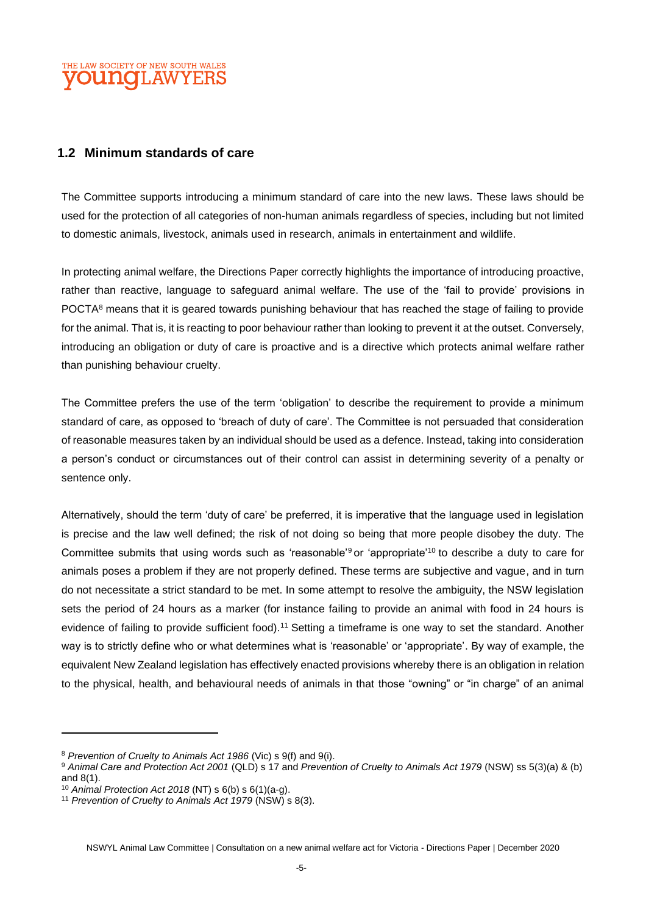## 1.2 Minimum standards of care

The Committee supports introducing a minimum standard of care into the new laws. These laws should be used for the protection of all categories of non-human animals regardless of species, including but not limited to domestic animals, livestock, animals used in research, animals in entertainment and wildlife.

In protecting animal welfare, the Directions Paper correctly highlights the importance of introducing proactive, rather than reactive, language to safeguard animal welfare. The use of the 'fail to provide' provisions in POCTA[8] means that it is geared towards punishing behaviour that has reached the stage of failing to provide for the animal. That is, it is reacting to poor behaviour rather than looking to prevent it at the outset. Conversely, introducing an obligation or duty of care is proactive and is a directive which protects animal welfare rather than punishing behaviour cruelty.

The Committee prefers the use of the term 'obligation' to describe the requirement to provide a minimum standard of care, as opposed to 'breach of duty of care'. The Committee is not persuaded that consideration of reasonable measures taken by an individual should be used as a defence. Instead, taking into consideration a person's conduct or circumstances out of their control can assist in determining severity of a penalty or sentence only.

Alternatively, should the term 'duty of care' be preferred, it is imperative that the language used in legislation is precise and the law well defined; the risk of not doing so being that more people disobey the duty. The Committee submits that using words such as 'reasonable'[9] or 'appropriate'[10] to describe a duty to care for animals poses a problem if they are not properly defined. These terms are subjective and vague, and in turn do not necessitate a strict standard to be met. In some attempt to resolve the ambiguity, the NSW legislation sets the period of 24 hours as a marker (for instance failing to provide an animal with food in 24 hours is evidence of failing to provide sufficient food).[11] Setting a timeframe is one way to set the standard. Another way is to strictly define who or what determines what is 'reasonable' or 'appropriate'. By way of example, the equivalent New Zealand legislation has effectively enacted provisions whereby there is an obligation in relation to the physical, health, and behavioural needs of animals in that those "owning" or "in charge" of an animal

---

[8] *Prevention of Cruelty to Animals Act 1986* (Vic) s 9(f) and 9(i).

[9] *Animal Care and Protection Act 2001* (QLD) s 17 and *Prevention of Cruelty to Animals Act 1979* (NSW) ss 5(3)(a) & (b) and 8(1).

[10] *Animal Protection Act 2018* (NT) s 6(b) s 6(1)(a-g).

[11] *Prevention of Cruelty to Animals Act 1979* (NSW) s 8(3).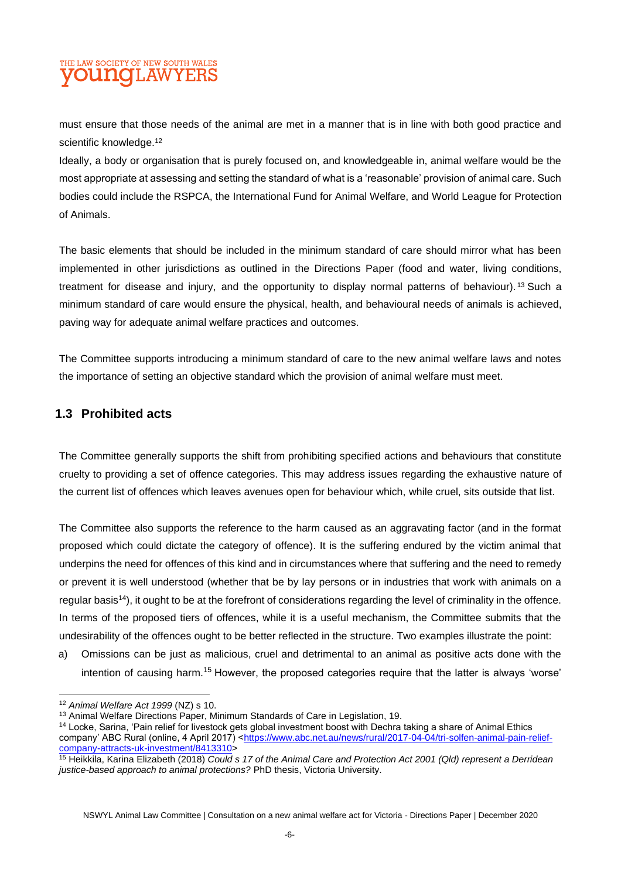must ensure that those needs of the animal are met in a manner that is in line with both good practice and scientific knowledge.[12]

Ideally, a body or organisation that is purely focused on, and knowledgeable in, animal welfare would be the most appropriate at assessing and setting the standard of what is a 'reasonable' provision of animal care. Such bodies could include the RSPCA, the International Fund for Animal Welfare, and World League for Protection of Animals.

The basic elements that should be included in the minimum standard of care should mirror what has been implemented in other jurisdictions as outlined in the Directions Paper (food and water, living conditions, treatment for disease and injury, and the opportunity to display normal patterns of behaviour).[13] Such a minimum standard of care would ensure the physical, health, and behavioural needs of animals is achieved, paving way for adequate animal welfare practices and outcomes.

The Committee supports introducing a minimum standard of care to the new animal welfare laws and notes the importance of setting an objective standard which the provision of animal welfare must meet.

## 1.3 Prohibited acts

The Committee generally supports the shift from prohibiting specified actions and behaviours that constitute cruelty to providing a set of offence categories. This may address issues regarding the exhaustive nature of the current list of offences which leaves avenues open for behaviour which, while cruel, sits outside that list.

The Committee also supports the reference to the harm caused as an aggravating factor (and in the format proposed which could dictate the category of offence). It is the suffering endured by the victim animal that underpins the need for offences of this kind and in circumstances where that suffering and the need to remedy or prevent it is well understood (whether that be by lay persons or in industries that work with animals on a regular basis[14]), it ought to be at the forefront of considerations regarding the level of criminality in the offence. In terms of the proposed tiers of offences, while it is a useful mechanism, the Committee submits that the undesirability of the offences ought to be better reflected in the structure. Two examples illustrate the point:

a) Omissions can be just as malicious, cruel and detrimental to an animal as positive acts done with the intention of causing harm.[15] However, the proposed categories require that the latter is always 'worse'

---

[12] *Animal Welfare Act 1999* (NZ) s 10.

[13] Animal Welfare Directions Paper, Minimum Standards of Care in Legislation, 19.

[14] Locke, Sarina, 'Pain relief for livestock gets global investment boost with Dechra taking a share of Animal Ethics company' ABC Rural (online, 4 April 2017) <https://www.abc.net.au/news/rural/2017-04-04/tri-solfen-animal-pain-relief-company-attracts-uk-investment/8413310>

[15] Heikkila, Karina Elizabeth (2018) *Could s 17 of the Animal Care and Protection Act 2001 (Qld) represent a Derridean justice-based approach to animal protections?* PhD thesis, Victoria University.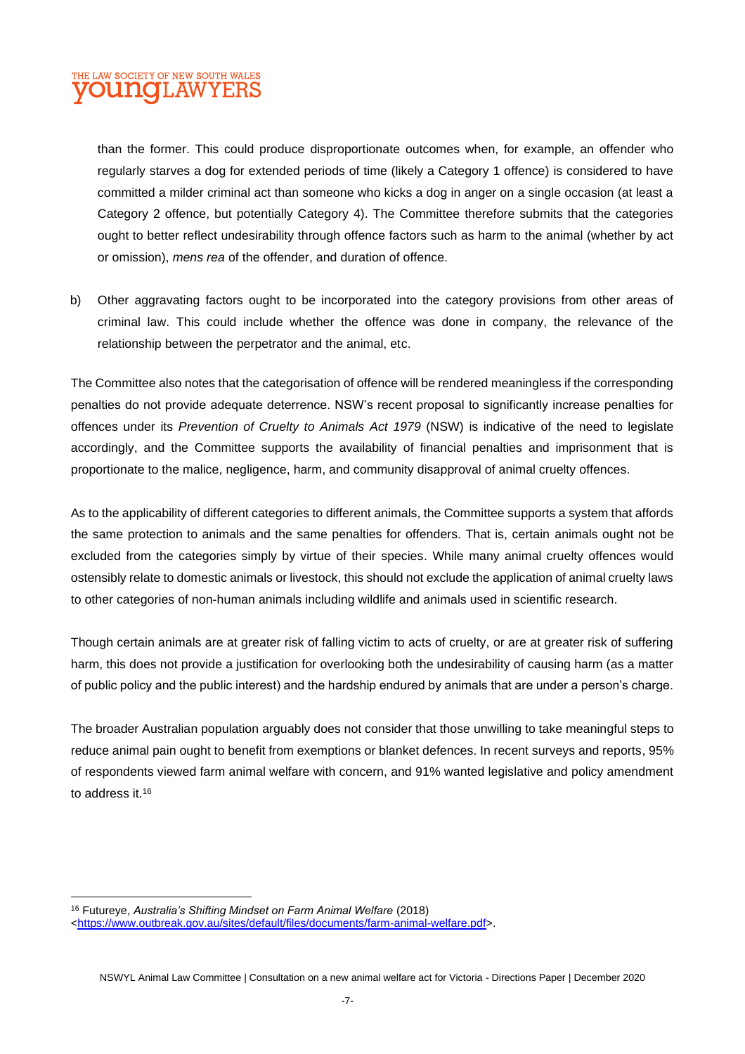than the former. This could produce disproportionate outcomes when, for example, an offender who regularly starves a dog for extended periods of time (likely a Category 1 offence) is considered to have committed a milder criminal act than someone who kicks a dog in anger on a single occasion (at least a Category 2 offence, but potentially Category 4). The Committee therefore submits that the categories ought to better reflect undesirability through offence factors such as harm to the animal (whether by act or omission), *mens rea* of the offender, and duration of offence.

b) Other aggravating factors ought to be incorporated into the category provisions from other areas of criminal law. This could include whether the offence was done in company, the relevance of the relationship between the perpetrator and the animal, etc.

The Committee also notes that the categorisation of offence will be rendered meaningless if the corresponding penalties do not provide adequate deterrence. NSW's recent proposal to significantly increase penalties for offences under its *Prevention of Cruelty to Animals Act 1979* (NSW) is indicative of the need to legislate accordingly, and the Committee supports the availability of financial penalties and imprisonment that is proportionate to the malice, negligence, harm, and community disapproval of animal cruelty offences.

As to the applicability of different categories to different animals, the Committee supports a system that affords the same protection to animals and the same penalties for offenders. That is, certain animals ought not be excluded from the categories simply by virtue of their species. While many animal cruelty offences would ostensibly relate to domestic animals or livestock, this should not exclude the application of animal cruelty laws to other categories of non-human animals including wildlife and animals used in scientific research.

Though certain animals are at greater risk of falling victim to acts of cruelty, or are at greater risk of suffering harm, this does not provide a justification for overlooking both the undesirability of causing harm (as a matter of public policy and the public interest) and the hardship endured by animals that are under a person's charge.

The broader Australian population arguably does not consider that those unwilling to take meaningful steps to reduce animal pain ought to benefit from exemptions or blanket defences. In recent surveys and reports, 95% of respondents viewed farm animal welfare with concern, and 91% wanted legislative and policy amendment to address it.[16]

---

[16] Futureye, *Australia's Shifting Mindset on Farm Animal Welfare* (2018) <https://www.outbreak.gov.au/sites/default/files/documents/farm-animal-welfare.pdf>.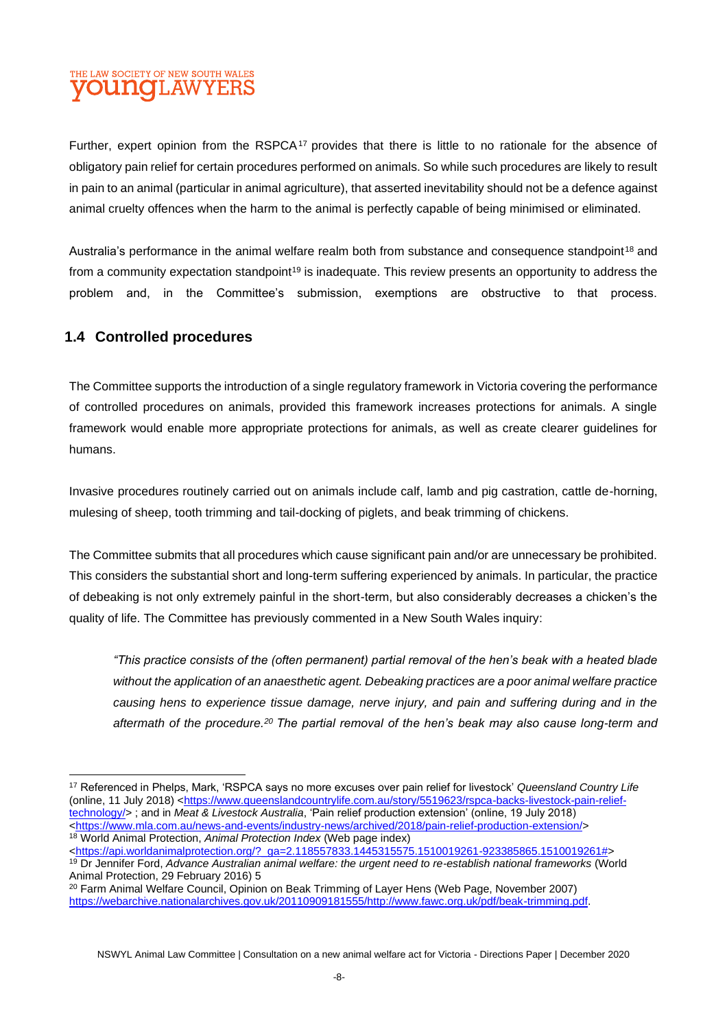Further, expert opinion from the RSPCA[17] provides that there is little to no rationale for the absence of obligatory pain relief for certain procedures performed on animals. So while such procedures are likely to result in pain to an animal (particular in animal agriculture), that asserted inevitability should not be a defence against animal cruelty offences when the harm to the animal is perfectly capable of being minimised or eliminated.

Australia's performance in the animal welfare realm both from substance and consequence standpoint[18] and from a community expectation standpoint[19] is inadequate. This review presents an opportunity to address the problem and, in the Committee's submission, exemptions are obstructive to that process.

## 1.4 Controlled procedures

The Committee supports the introduction of a single regulatory framework in Victoria covering the performance of controlled procedures on animals, provided this framework increases protections for animals. A single framework would enable more appropriate protections for animals, as well as create clearer guidelines for humans.

Invasive procedures routinely carried out on animals include calf, lamb and pig castration, cattle de-horning, mulesing of sheep, tooth trimming and tail-docking of piglets, and beak trimming of chickens.

The Committee submits that all procedures which cause significant pain and/or are unnecessary be prohibited. This considers the substantial short and long-term suffering experienced by animals. In particular, the practice of debeaking is not only extremely painful in the short-term, but also considerably decreases a chicken's the quality of life. The Committee has previously commented in a New South Wales inquiry:

> *"This practice consists of the (often permanent) partial removal of the hen's beak with a heated blade without the application of an anaesthetic agent. Debeaking practices are a poor animal welfare practice causing hens to experience tissue damage, nerve injury, and pain and suffering during and in the aftermath of the procedure.[20] The partial removal of the hen's beak may also cause long-term and*

---

[17] Referenced in Phelps, Mark, 'RSPCA says no more excuses over pain relief for livestock' *Queensland Country Life* (online, 11 July 2018) <https://www.queenslandcountrylife.com.au/story/5519623/rspca-backs-livestock-pain-relief-technology/> ; and in *Meat & Livestock Australia*, 'Pain relief production extension' (online, 19 July 2018) <https://www.mla.com.au/news-and-events/industry-news/archived/2018/pain-relief-production-extension/>

[18] World Animal Protection, *Animal Protection Index* (Web page index) <https://api.worldanimalprotection.org/?_ga=2.118557833.1445315575.1510019261-923385865.1510019261#>

[19] Dr Jennifer Ford, *Advance Australian animal welfare: the urgent need to re-establish national frameworks* (World Animal Protection, 29 February 2016) 5

[20] Farm Animal Welfare Council, Opinion on Beak Trimming of Layer Hens (Web Page, November 2007) https://webarchive.nationalarchives.gov.uk/20110909181555/http://www.fawc.org.uk/pdf/beak-trimming.pdf.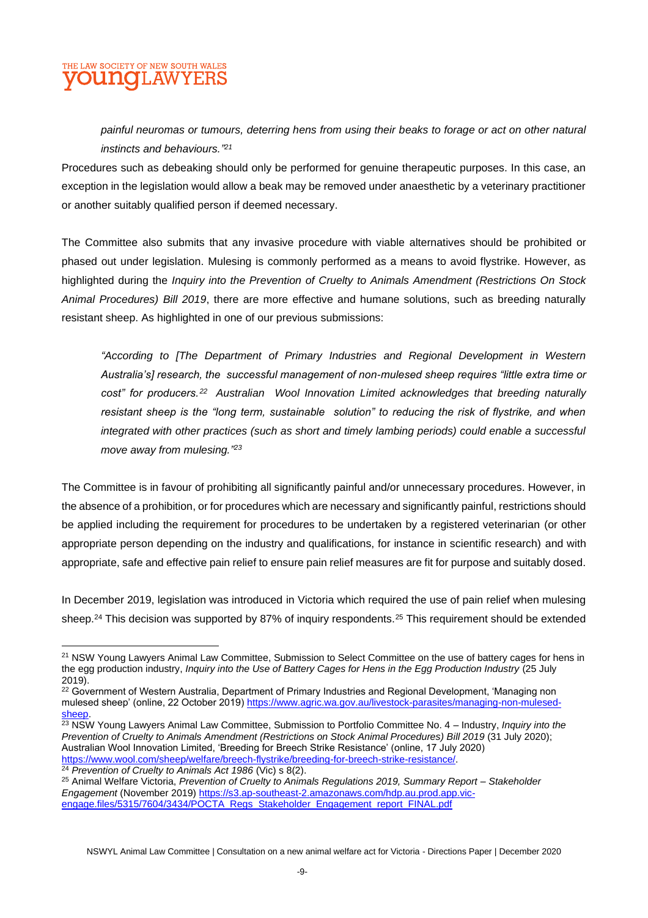> *painful neuromas or tumours, deterring hens from using their beaks to forage or act on other natural instincts and behaviours."*[21]

Procedures such as debeaking should only be performed for genuine therapeutic purposes. In this case, an exception in the legislation would allow a beak may be removed under anaesthetic by a veterinary practitioner or another suitably qualified person if deemed necessary.

The Committee also submits that any invasive procedure with viable alternatives should be prohibited or phased out under legislation. Mulesing is commonly performed as a means to avoid flystrike. However, as highlighted during the *Inquiry into the Prevention of Cruelty to Animals Amendment (Restrictions On Stock Animal Procedures) Bill 2019*, there are more effective and humane solutions, such as breeding naturally resistant sheep. As highlighted in one of our previous submissions:

> *"According to [The Department of Primary Industries and Regional Development in Western Australia's] research, the successful management of non-mulesed sheep requires "little extra time or cost" for producers.*[22] *Australian Wool Innovation Limited acknowledges that breeding naturally resistant sheep is the "long term, sustainable solution" to reducing the risk of flystrike, and when integrated with other practices (such as short and timely lambing periods) could enable a successful move away from mulesing."*[23]

The Committee is in favour of prohibiting all significantly painful and/or unnecessary procedures. However, in the absence of a prohibition, or for procedures which are necessary and significantly painful, restrictions should be applied including the requirement for procedures to be undertaken by a registered veterinarian (or other appropriate person depending on the industry and qualifications, for instance in scientific research) and with appropriate, safe and effective pain relief to ensure pain relief measures are fit for purpose and suitably dosed.

In December 2019, legislation was introduced in Victoria which required the use of pain relief when mulesing sheep.[24] This decision was supported by 87% of inquiry respondents.[25] This requirement should be extended

---

[21] NSW Young Lawyers Animal Law Committee, Submission to Select Committee on the use of battery cages for hens in the egg production industry, *Inquiry into the Use of Battery Cages for Hens in the Egg Production Industry* (25 July 2019).

[22] Government of Western Australia, Department of Primary Industries and Regional Development, 'Managing non mulesed sheep' (online, 22 October 2019) https://www.agric.wa.gov.au/livestock-parasites/managing-non-mulesed-sheep.

[23] NSW Young Lawyers Animal Law Committee, Submission to Portfolio Committee No. 4 – Industry, *Inquiry into the Prevention of Cruelty to Animals Amendment (Restrictions on Stock Animal Procedures) Bill 2019* (31 July 2020); Australian Wool Innovation Limited, 'Breeding for Breech Strike Resistance' (online, 17 July 2020) https://www.wool.com/sheep/welfare/breech-flystrike/breeding-for-breech-strike-resistance/.

[24] *Prevention of Cruelty to Animals Act 1986* (Vic) s 8(2).

[25] Animal Welfare Victoria, *Prevention of Cruelty to Animals Regulations 2019, Summary Report – Stakeholder Engagement* (November 2019) https://s3.ap-southeast-2.amazonaws.com/hdp.au.prod.app.vic-engage.files/5315/7604/3434/POCTA_Regs_Stakeholder_Engagement_report_FINAL.pdf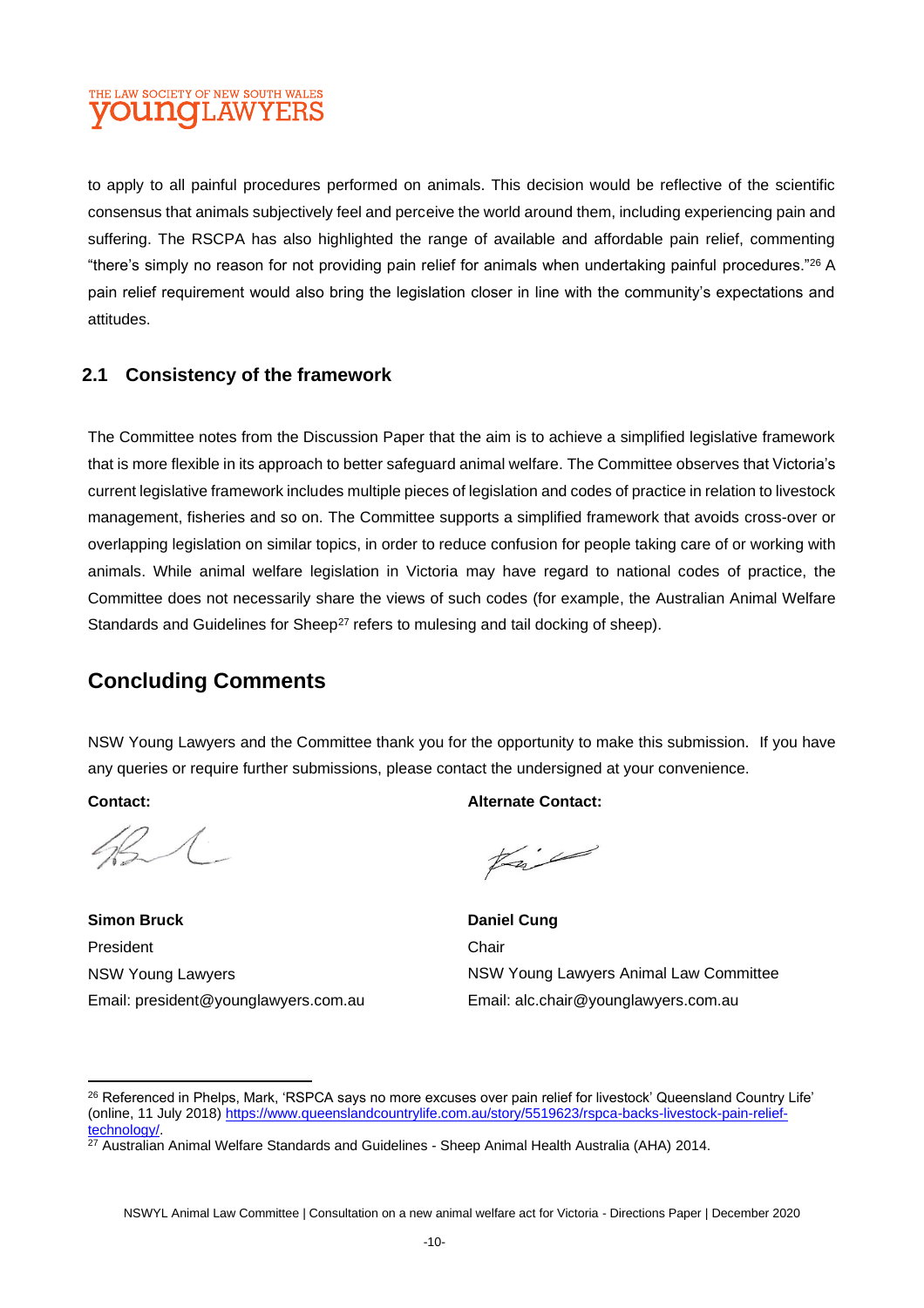to apply to all painful procedures performed on animals. This decision would be reflective of the scientific consensus that animals subjectively feel and perceive the world around them, including experiencing pain and suffering. The RSCPA has also highlighted the range of available and affordable pain relief, commenting "there's simply no reason for not providing pain relief for animals when undertaking painful procedures."[26] A pain relief requirement would also bring the legislation closer in line with the community's expectations and attitudes.

### 2.1 Consistency of the framework

The Committee notes from the Discussion Paper that the aim is to achieve a simplified legislative framework that is more flexible in its approach to better safeguard animal welfare. The Committee observes that Victoria's current legislative framework includes multiple pieces of legislation and codes of practice in relation to livestock management, fisheries and so on. The Committee supports a simplified framework that avoids cross-over or overlapping legislation on similar topics, in order to reduce confusion for people taking care of or working with animals. While animal welfare legislation in Victoria may have regard to national codes of practice, the Committee does not necessarily share the views of such codes (for example, the Australian Animal Welfare Standards and Guidelines for Sheep[27] refers to mulesing and tail docking of sheep).

## Concluding Comments

NSW Young Lawyers and the Committee thank you for the opportunity to make this submission. If you have any queries or require further submissions, please contact the undersigned at your convenience.

**Contact:**

**Simon Bruck**
President
NSW Young Lawyers
Email: president@younglawyers.com.au

**Alternate Contact:**

**Daniel Cung**
Chair
NSW Young Lawyers Animal Law Committee
Email: alc.chair@younglawyers.com.au

---

[26] Referenced in Phelps, Mark, 'RSPCA says no more excuses over pain relief for livestock' Queensland Country Life' (online, 11 July 2018) https://www.queenslandcountrylife.com.au/story/5519623/rspca-backs-livestock-pain-relief-technology/.

[27] Australian Animal Welfare Standards and Guidelines - Sheep Animal Health Australia (AHA) 2014.